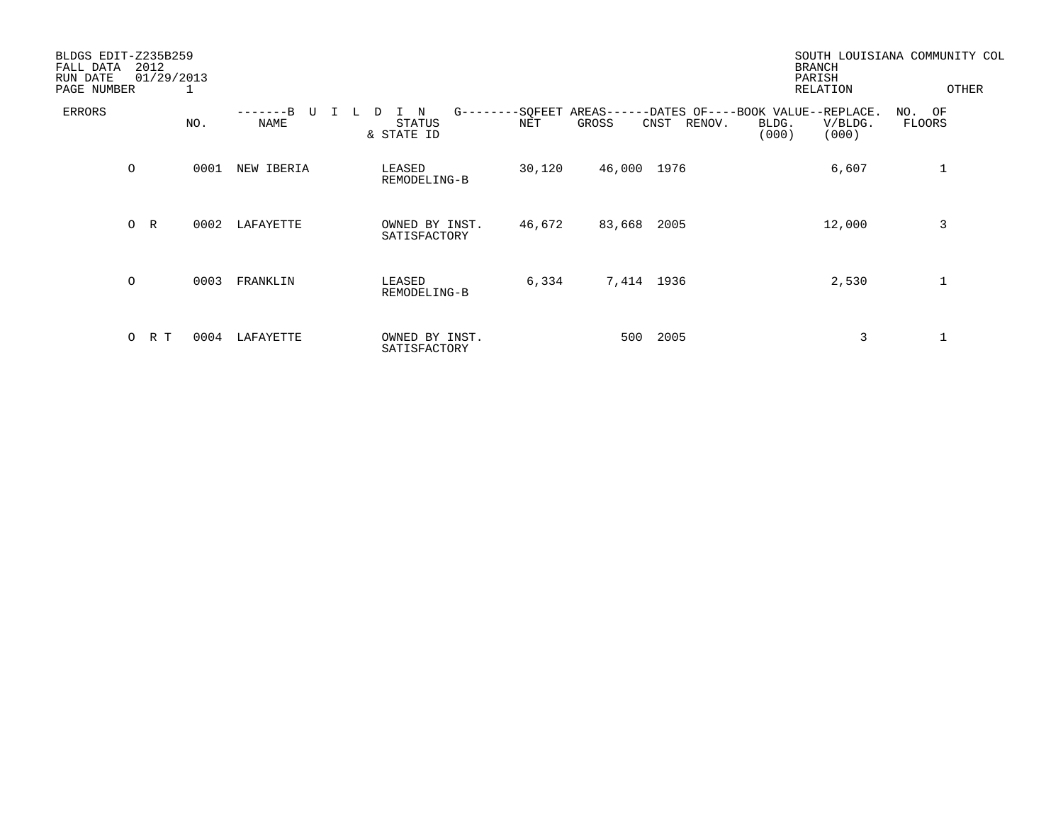BLDGS EDIT-Z235B259
FALL DATA 2012
RUN DATE 01/29/2013
PAGE NUMBER 1

SOUTH LOUISIANA COMMUNITY COL
BRANCH
PARISH
RELATION OTHER

| ERRORS | NO. | NAME | STATUS & STATE ID | NET | GROSS | CNST | RENOV. | BOOK VALUE BLDG. (000) | REPLACE. V/BLDG. (000) | NO. OF FLOORS |
|---|---|---|---|---|---|---|---|---|---|---|
| O | 0001 | NEW IBERIA | LEASED REMODELING-B | 30,120 | 46,000 | 1976 | | | 6,607 | 1 |
| O R | 0002 | LAFAYETTE | OWNED BY INST. SATISFACTORY | 46,672 | 83,668 | 2005 | | | 12,000 | 3 |
| O | 0003 | FRANKLIN | LEASED REMODELING-B | 6,334 | 7,414 | 1936 | | | 2,530 | 1 |
| O R T | 0004 | LAFAYETTE | OWNED BY INST. SATISFACTORY | | 500 | 2005 | | | 3 | 1 |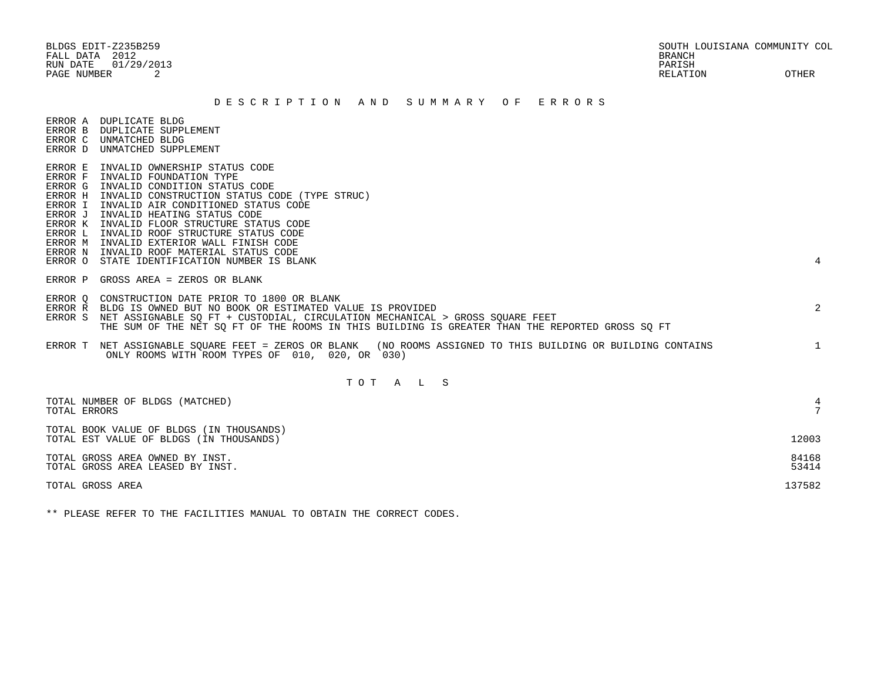BLDGS EDIT-Z235B259
FALL DATA 2012
RUN DATE 01/29/2013
PAGE NUMBER 2

SOUTH LOUISIANA COMMUNITY COL
BRANCH
PARISH
RELATION OTHER

## D E S C R I P T I O N A N D S U M M A R Y O F E R R O R S

| | | |
|---|---|---|
| ERROR A | DUPLICATE BLDG | |
| ERROR B | DUPLICATE SUPPLEMENT | |
| ERROR C | UNMATCHED BLDG | |
| ERROR D | UNMATCHED SUPPLEMENT | |
| ERROR E | INVALID OWNERSHIP STATUS CODE | |
| ERROR F | INVALID FOUNDATION TYPE | |
| ERROR G | INVALID CONDITION STATUS CODE | |
| ERROR H | INVALID CONSTRUCTION STATUS CODE (TYPE STRUC) | |
| ERROR I | INVALID AIR CONDITIONED STATUS CODE | |
| ERROR J | INVALID HEATING STATUS CODE | |
| ERROR K | INVALID FLOOR STRUCTURE STATUS CODE | |
| ERROR L | INVALID ROOF STRUCTURE STATUS CODE | |
| ERROR M | INVALID EXTERIOR WALL FINISH CODE | |
| ERROR N | INVALID ROOF MATERIAL STATUS CODE | |
| ERROR O | STATE IDENTIFICATION NUMBER IS BLANK | 4 |
| ERROR P | GROSS AREA = ZEROS OR BLANK | |
| ERROR Q | CONSTRUCTION DATE PRIOR TO 1800 OR BLANK | |
| ERROR R | BLDG IS OWNED BUT NO BOOK OR ESTIMATED VALUE IS PROVIDED | 2 |
| ERROR S | NET ASSIGNABLE SQ FT + CUSTODIAL, CIRCULATION MECHANICAL > GROSS SQUARE FEET<br>THE SUM OF THE NET SQ FT OF THE ROOMS IN THIS BUILDING IS GREATER THAN THE REPORTED GROSS SQ FT | |
| ERROR T | NET ASSIGNABLE SQUARE FEET = ZEROS OR BLANK (NO ROOMS ASSIGNED TO THIS BUILDING OR BUILDING CONTAINS ONLY ROOMS WITH ROOM TYPES OF 010, 020, OR 030) | 1 |

## T O T A L S

| | |
|---|---|
| TOTAL NUMBER OF BLDGS (MATCHED) | 4 |
| TOTAL ERRORS | 7 |
| TOTAL BOOK VALUE OF BLDGS (IN THOUSANDS) | |
| TOTAL EST VALUE OF BLDGS (IN THOUSANDS) | 12003 |
| TOTAL GROSS AREA OWNED BY INST. | 84168 |
| TOTAL GROSS AREA LEASED BY INST. | 53414 |
| TOTAL GROSS AREA | 137582 |

** PLEASE REFER TO THE FACILITIES MANUAL TO OBTAIN THE CORRECT CODES.